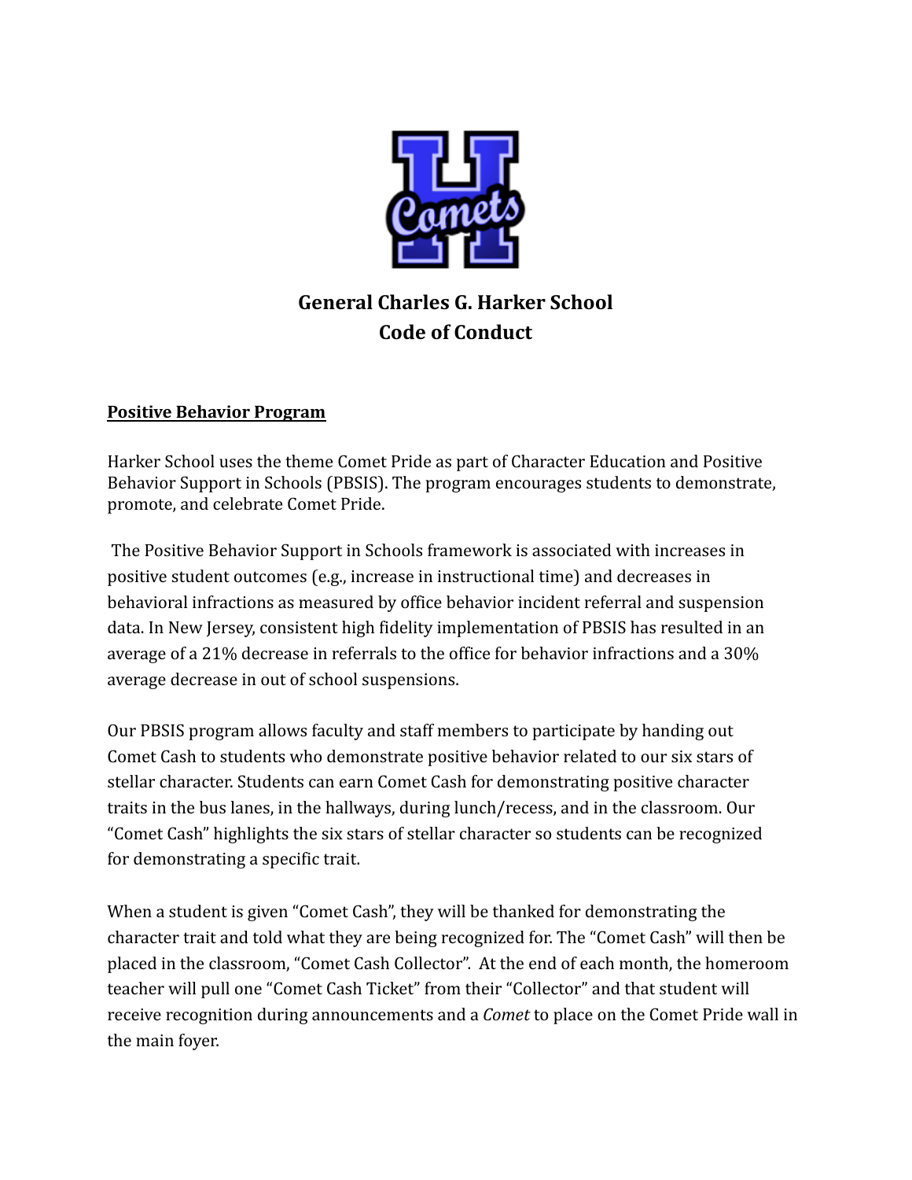# General Charles G. Harker School
# Code of Conduct

**Positive Behavior Program**

Harker School uses the theme Comet Pride as part of Character Education and Positive Behavior Support in Schools (PBSIS). The program encourages students to demonstrate, promote, and celebrate Comet Pride.

The Positive Behavior Support in Schools framework is associated with increases in positive student outcomes (e.g., increase in instructional time) and decreases in behavioral infractions as measured by office behavior incident referral and suspension data. In New Jersey, consistent high fidelity implementation of PBSIS has resulted in an average of a 21% decrease in referrals to the office for behavior infractions and a 30% average decrease in out of school suspensions.

Our PBSIS program allows faculty and staff members to participate by handing out Comet Cash to students who demonstrate positive behavior related to our six stars of stellar character. Students can earn Comet Cash for demonstrating positive character traits in the bus lanes, in the hallways, during lunch/recess, and in the classroom. Our "Comet Cash" highlights the six stars of stellar character so students can be recognized for demonstrating a specific trait.

When a student is given "Comet Cash", they will be thanked for demonstrating the character trait and told what they are being recognized for. The "Comet Cash" will then be placed in the classroom, "Comet Cash Collector". At the end of each month, the homeroom teacher will pull one "Comet Cash Ticket" from their "Collector" and that student will receive recognition during announcements and a *Comet* to place on the Comet Pride wall in the main foyer.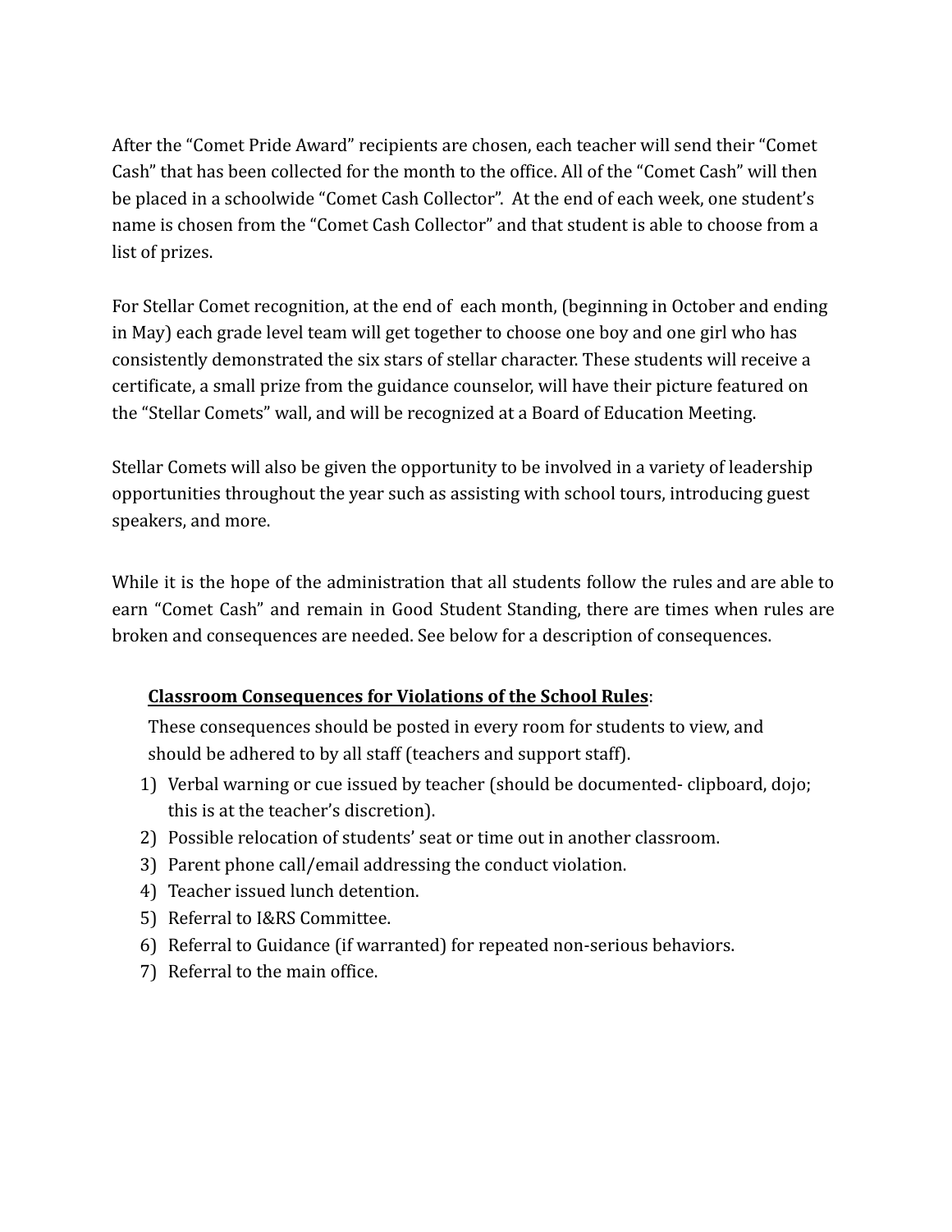After the “Comet Pride Award” recipients are chosen, each teacher will send their “Comet Cash” that has been collected for the month to the office. All of the “Comet Cash” will then be placed in a schoolwide “Comet Cash Collector”. At the end of each week, one student’s name is chosen from the “Comet Cash Collector” and that student is able to choose from a list of prizes.

For Stellar Comet recognition, at the end of each month, (beginning in October and ending in May) each grade level team will get together to choose one boy and one girl who has consistently demonstrated the six stars of stellar character. These students will receive a certificate, a small prize from the guidance counselor, will have their picture featured on the “Stellar Comets” wall, and will be recognized at a Board of Education Meeting.

Stellar Comets will also be given the opportunity to be involved in a variety of leadership opportunities throughout the year such as assisting with school tours, introducing guest speakers, and more.

While it is the hope of the administration that all students follow the rules and are able to earn “Comet Cash” and remain in Good Student Standing, there are times when rules are broken and consequences are needed. See below for a description of consequences.

**Classroom Consequences for Violations of the School Rules**:

These consequences should be posted in every room for students to view, and should be adhered to by all staff (teachers and support staff).

1) Verbal warning or cue issued by teacher (should be documented- clipboard, dojo; this is at the teacher’s discretion).
2) Possible relocation of students’ seat or time out in another classroom.
3) Parent phone call/email addressing the conduct violation.
4) Teacher issued lunch detention.
5) Referral to I&RS Committee.
6) Referral to Guidance (if warranted) for repeated non-serious behaviors.
7) Referral to the main office.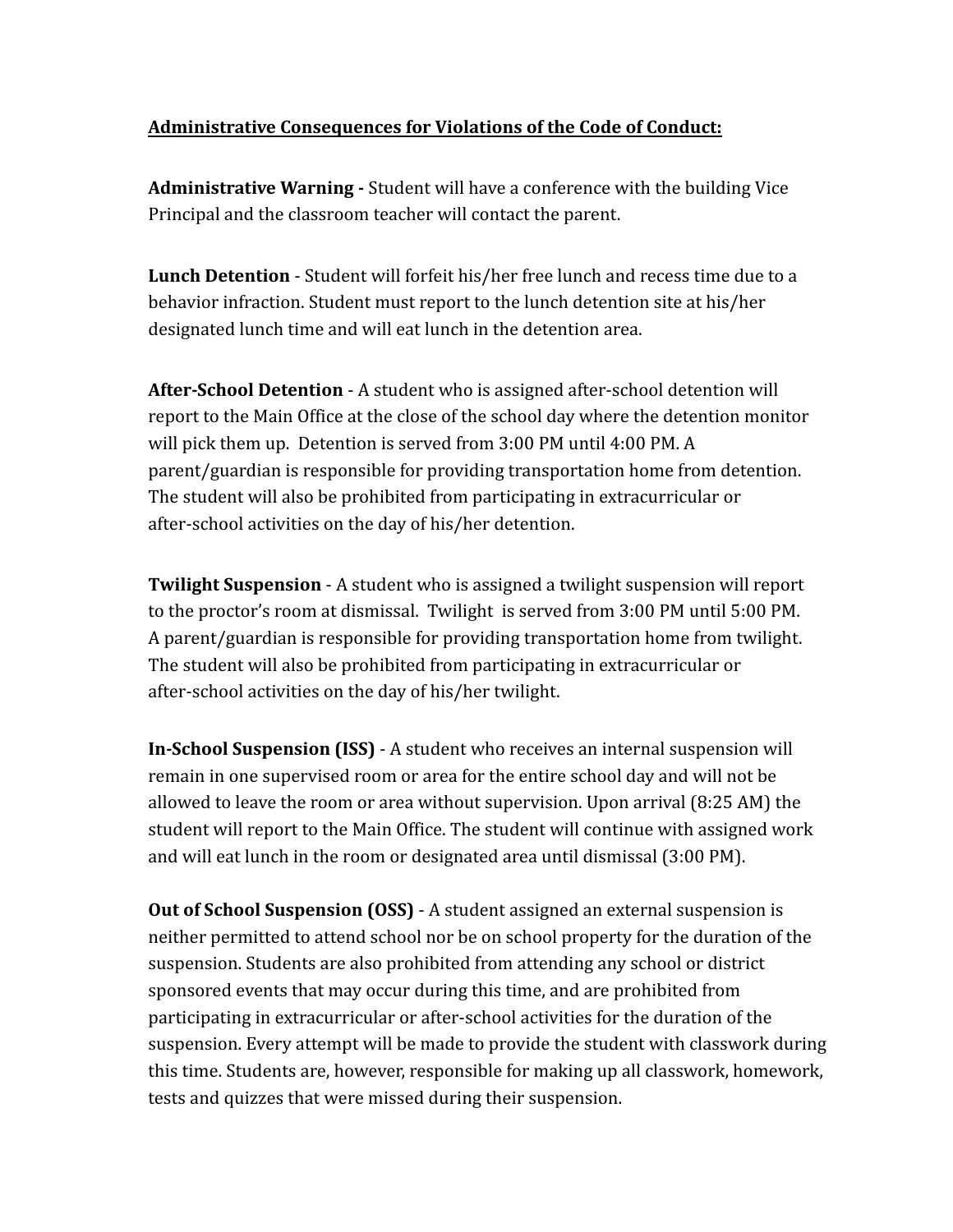**Administrative Consequences for Violations of the Code of Conduct:**

**Administrative Warning -** Student will have a conference with the building Vice Principal and the classroom teacher will contact the parent.

**Lunch Detention** - Student will forfeit his/her free lunch and recess time due to a behavior infraction. Student must report to the lunch detention site at his/her designated lunch time and will eat lunch in the detention area.

**After-School Detention** - A student who is assigned after-school detention will report to the Main Office at the close of the school day where the detention monitor will pick them up. Detention is served from 3:00 PM until 4:00 PM. A parent/guardian is responsible for providing transportation home from detention. The student will also be prohibited from participating in extracurricular or after-school activities on the day of his/her detention.

**Twilight Suspension** - A student who is assigned a twilight suspension will report to the proctor's room at dismissal. Twilight is served from 3:00 PM until 5:00 PM. A parent/guardian is responsible for providing transportation home from twilight. The student will also be prohibited from participating in extracurricular or after-school activities on the day of his/her twilight.

**In-School Suspension (ISS)** - A student who receives an internal suspension will remain in one supervised room or area for the entire school day and will not be allowed to leave the room or area without supervision. Upon arrival (8:25 AM) the student will report to the Main Office. The student will continue with assigned work and will eat lunch in the room or designated area until dismissal (3:00 PM).

**Out of School Suspension (OSS)** - A student assigned an external suspension is neither permitted to attend school nor be on school property for the duration of the suspension. Students are also prohibited from attending any school or district sponsored events that may occur during this time, and are prohibited from participating in extracurricular or after-school activities for the duration of the suspension. Every attempt will be made to provide the student with classwork during this time. Students are, however, responsible for making up all classwork, homework, tests and quizzes that were missed during their suspension.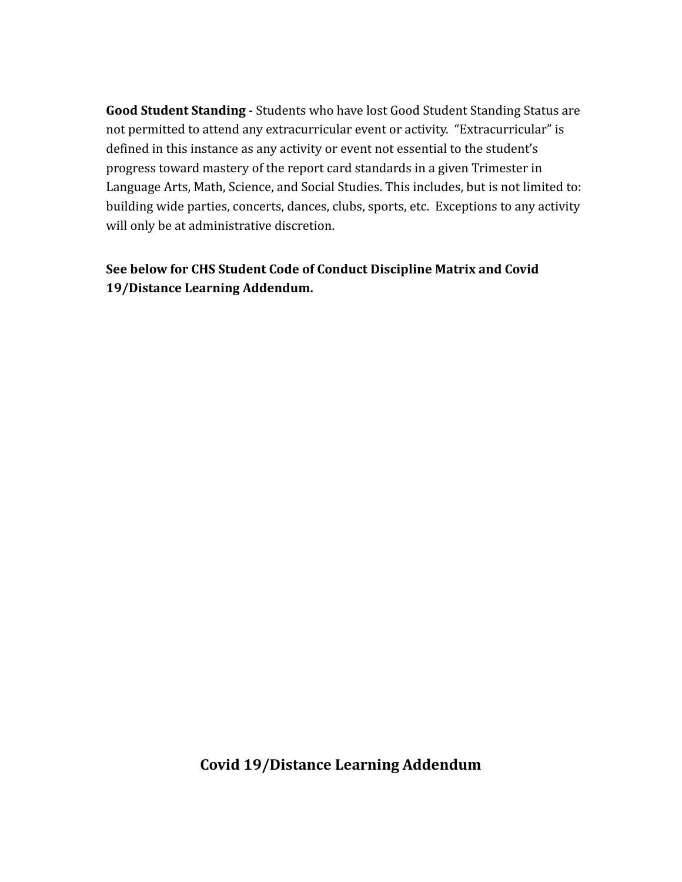**Good Student Standing** - Students who have lost Good Student Standing Status are not permitted to attend any extracurricular event or activity. "Extracurricular" is defined in this instance as any activity or event not essential to the student's progress toward mastery of the report card standards in a given Trimester in Language Arts, Math, Science, and Social Studies. This includes, but is not limited to: building wide parties, concerts, dances, clubs, sports, etc. Exceptions to any activity will only be at administrative discretion.

**See below for CHS Student Code of Conduct Discipline Matrix and Covid 19/Distance Learning Addendum.**

## Covid 19/Distance Learning Addendum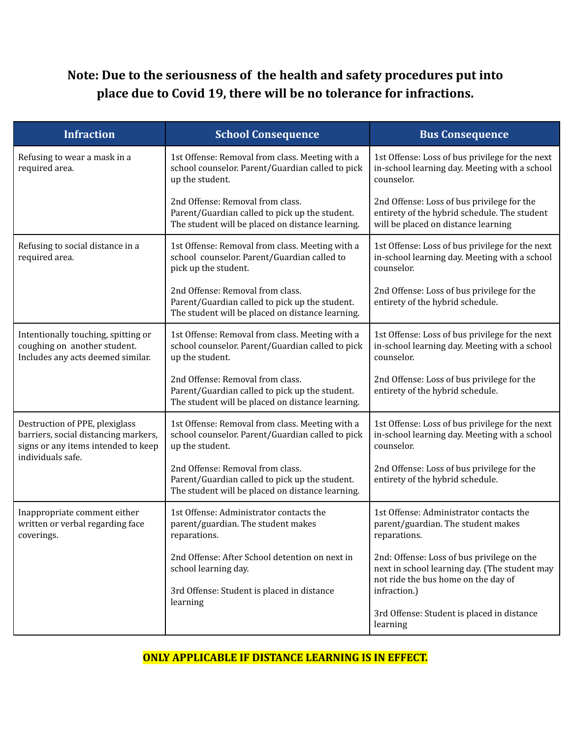**Note: Due to the seriousness of the health and safety procedures put into place due to Covid 19, there will be no tolerance for infractions.**

| Infraction | School Consequence | Bus Consequence |
|---|---|---|
| Refusing to wear a mask in a required area. | 1st Offense: Removal from class. Meeting with a school counselor. Parent/Guardian called to pick up the student.<br><br>2nd Offense: Removal from class. Parent/Guardian called to pick up the student. The student will be placed on distance learning. | 1st Offense: Loss of bus privilege for the next in-school learning day. Meeting with a school counselor.<br><br>2nd Offense: Loss of bus privilege for the entirety of the hybrid schedule. The student will be placed on distance learning |
| Refusing to social distance in a required area. | 1st Offense: Removal from class. Meeting with a school counselor. Parent/Guardian called to pick up the student.<br><br>2nd Offense: Removal from class. Parent/Guardian called to pick up the student. The student will be placed on distance learning. | 1st Offense: Loss of bus privilege for the next in-school learning day. Meeting with a school counselor.<br><br>2nd Offense: Loss of bus privilege for the entirety of the hybrid schedule. |
| Intentionally touching, spitting or coughing on another student. Includes any acts deemed similar. | 1st Offense: Removal from class. Meeting with a school counselor. Parent/Guardian called to pick up the student.<br><br>2nd Offense: Removal from class. Parent/Guardian called to pick up the student. The student will be placed on distance learning. | 1st Offense: Loss of bus privilege for the next in-school learning day. Meeting with a school counselor.<br><br>2nd Offense: Loss of bus privilege for the entirety of the hybrid schedule. |
| Destruction of PPE, plexiglass barriers, social distancing markers, signs or any items intended to keep individuals safe. | 1st Offense: Removal from class. Meeting with a school counselor. Parent/Guardian called to pick up the student.<br><br>2nd Offense: Removal from class. Parent/Guardian called to pick up the student. The student will be placed on distance learning. | 1st Offense: Loss of bus privilege for the next in-school learning day. Meeting with a school counselor.<br><br>2nd Offense: Loss of bus privilege for the entirety of the hybrid schedule. |
| Inappropriate comment either written or verbal regarding face coverings. | 1st Offense: Administrator contacts the parent/guardian. The student makes reparations.<br><br>2nd Offense: After School detention on next in school learning day.<br><br>3rd Offense: Student is placed in distance learning | 1st Offense: Administrator contacts the parent/guardian. The student makes reparations.<br><br>2nd: Offense: Loss of bus privilege on the next in school learning day. (The student may not ride the bus home on the day of infraction.)<br><br>3rd Offense: Student is placed in distance learning |

**ONLY APPLICABLE IF DISTANCE LEARNING IS IN EFFECT.**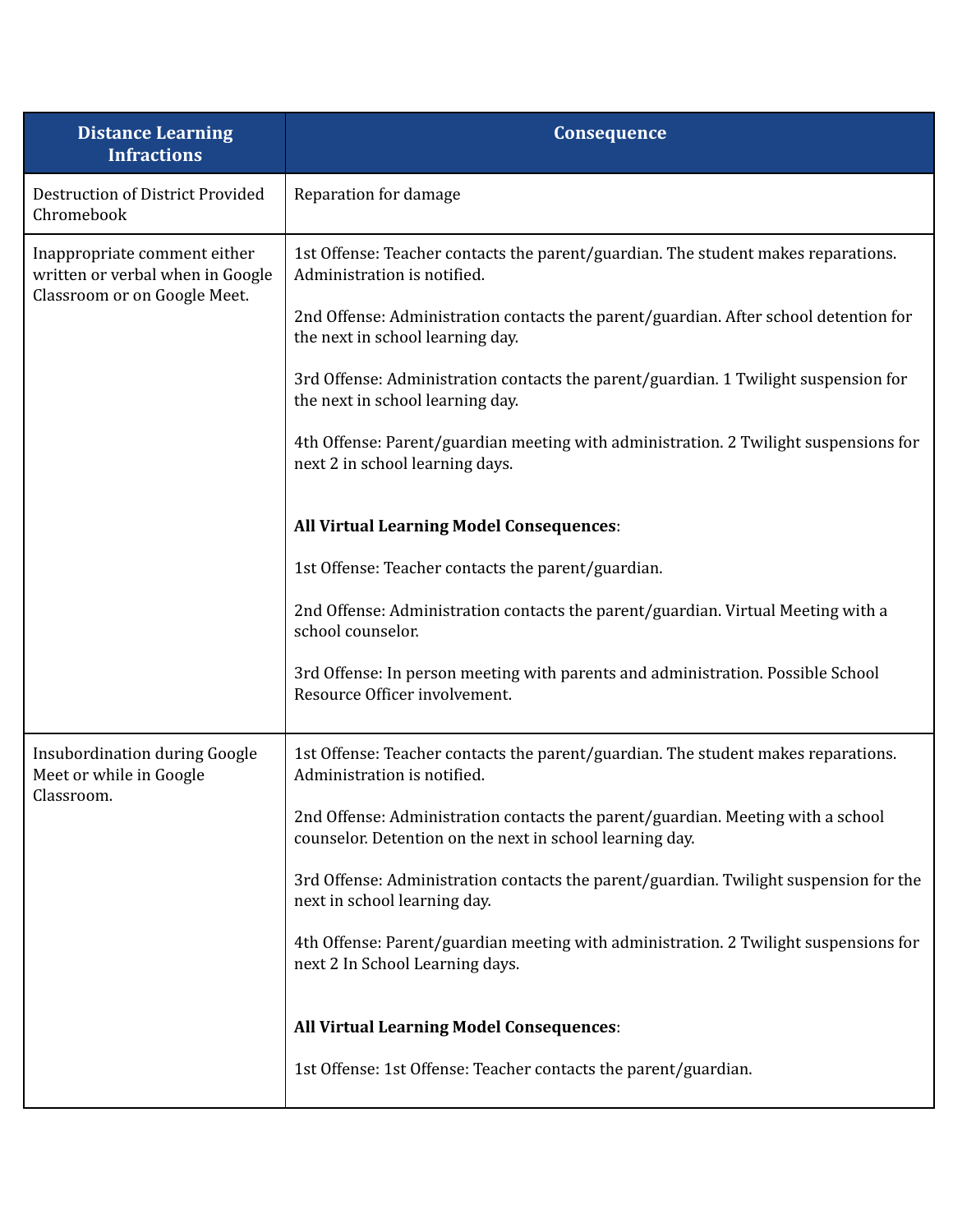| Distance Learning Infractions | Consequence |
|---|---|
| Destruction of District Provided Chromebook | Reparation for damage |
| Inappropriate comment either written or verbal when in Google Classroom or on Google Meet. | 1st Offense: Teacher contacts the parent/guardian. The student makes reparations. Administration is notified.<br><br>2nd Offense: Administration contacts the parent/guardian. After school detention for the next in school learning day.<br><br>3rd Offense: Administration contacts the parent/guardian. 1 Twilight suspension for the next in school learning day.<br><br>4th Offense: Parent/guardian meeting with administration. 2 Twilight suspensions for next 2 in school learning days.<br><br>**All Virtual Learning Model Consequences**:<br><br>1st Offense: Teacher contacts the parent/guardian.<br><br>2nd Offense: Administration contacts the parent/guardian. Virtual Meeting with a school counselor.<br><br>3rd Offense: In person meeting with parents and administration. Possible School Resource Officer involvement. |
| Insubordination during Google Meet or while in Google Classroom. | 1st Offense: Teacher contacts the parent/guardian. The student makes reparations. Administration is notified.<br><br>2nd Offense: Administration contacts the parent/guardian. Meeting with a school counselor. Detention on the next in school learning day.<br><br>3rd Offense: Administration contacts the parent/guardian. Twilight suspension for the next in school learning day.<br><br>4th Offense: Parent/guardian meeting with administration. 2 Twilight suspensions for next 2 In School Learning days.<br><br>**All Virtual Learning Model Consequences**:<br><br>1st Offense: 1st Offense: Teacher contacts the parent/guardian. |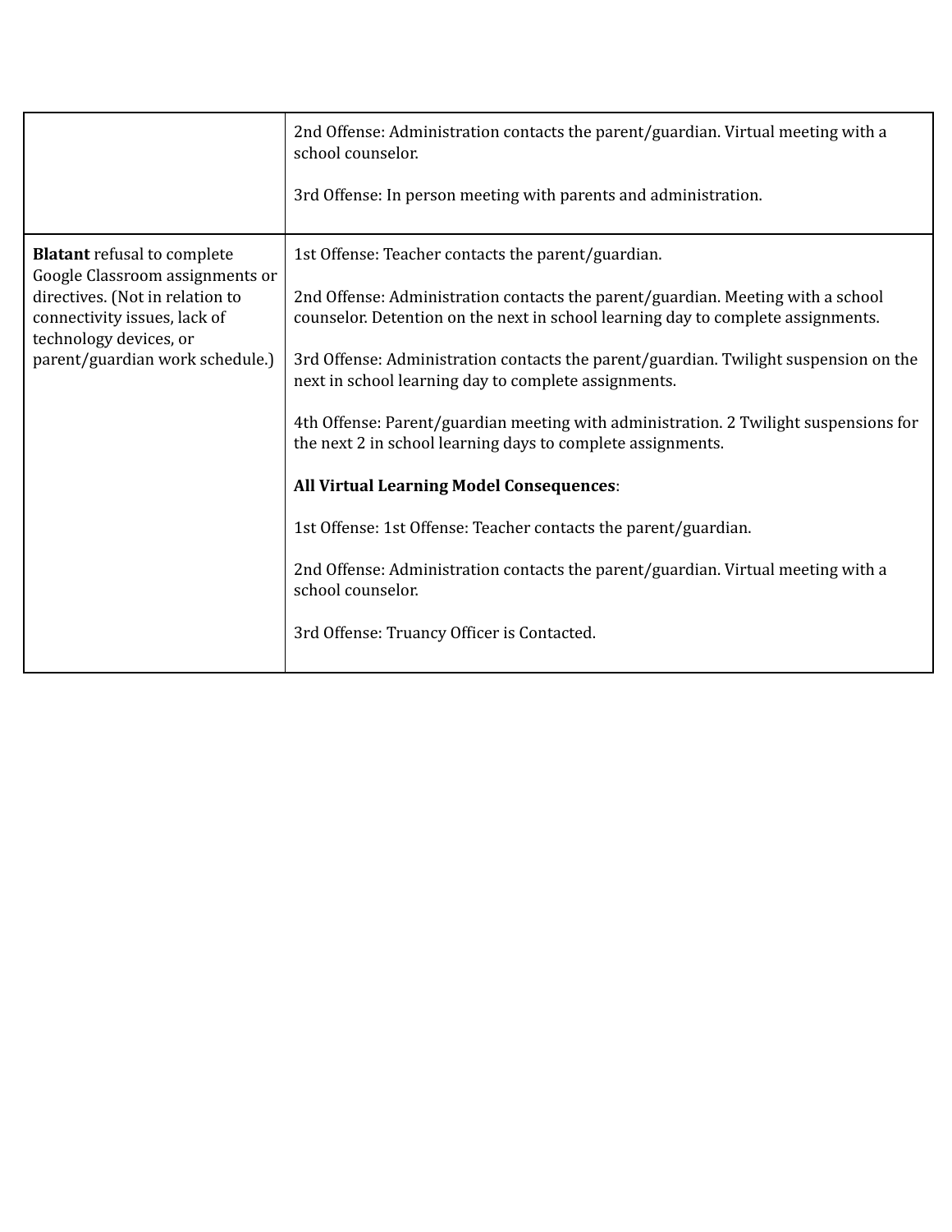| | |
|---|---|
| | 2nd Offense: Administration contacts the parent/guardian. Virtual meeting with a school counselor.<br><br>3rd Offense: In person meeting with parents and administration. |
| **Blatant** refusal to complete Google Classroom assignments or directives. (Not in relation to connectivity issues, lack of technology devices, or parent/guardian work schedule.) | 1st Offense: Teacher contacts the parent/guardian.<br><br>2nd Offense: Administration contacts the parent/guardian. Meeting with a school counselor. Detention on the next in school learning day to complete assignments.<br><br>3rd Offense: Administration contacts the parent/guardian. Twilight suspension on the next in school learning day to complete assignments.<br><br>4th Offense: Parent/guardian meeting with administration. 2 Twilight suspensions for the next 2 in school learning days to complete assignments.<br><br>**All Virtual Learning Model Consequences**:<br><br>1st Offense: 1st Offense: Teacher contacts the parent/guardian.<br><br>2nd Offense: Administration contacts the parent/guardian. Virtual meeting with a school counselor.<br><br>3rd Offense: Truancy Officer is Contacted. |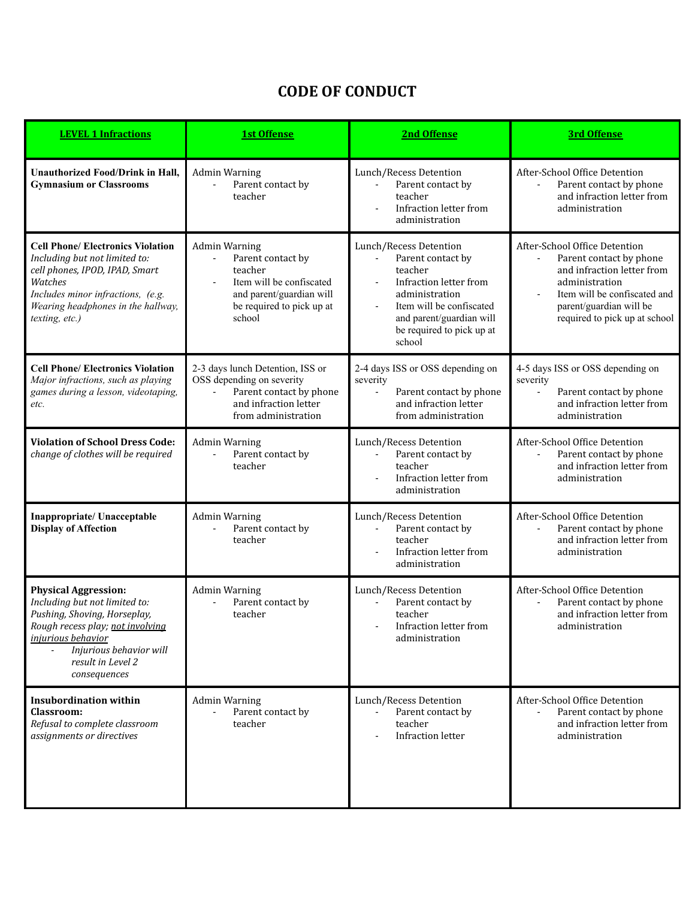# CODE OF CONDUCT

| **LEVEL 1 Infractions** | **1st Offense** | **2nd Offense** | **3rd Offense** |
|---|---|---|---|
| **Unauthorized Food/Drink in Hall, Gymnasium or Classrooms** | Admin Warning<br>- Parent contact by teacher | Lunch/Recess Detention<br>- Parent contact by teacher<br>- Infraction letter from administration | After-School Office Detention<br>- Parent contact by phone and infraction letter from administration |
| **Cell Phone/ Electronics Violation**<br>*Including but not limited to: cell phones, IPOD, IPAD, Smart Watches*<br>*Includes minor infractions, (e.g. Wearing headphones in the hallway, texting, etc.)* | Admin Warning<br>- Parent contact by teacher<br>- Item will be confiscated and parent/guardian will be required to pick up at school | Lunch/Recess Detention<br>- Parent contact by teacher<br>- Infraction letter from administration<br>- Item will be confiscated and parent/guardian will be required to pick up at school | After-School Office Detention<br>- Parent contact by phone and infraction letter from administration<br>- Item will be confiscated and parent/guardian will be required to pick up at school |
| **Cell Phone/ Electronics Violation**<br>*Major infractions, such as playing games during a lesson, videotaping, etc.* | 2-3 days lunch Detention, ISS or OSS depending on severity<br>- Parent contact by phone and infraction letter from administration | 2-4 days ISS or OSS depending on severity<br>- Parent contact by phone and infraction letter from administration | 4-5 days ISS or OSS depending on severity<br>- Parent contact by phone and infraction letter from administration |
| **Violation of School Dress Code:** *change of clothes will be required* | Admin Warning<br>- Parent contact by teacher | Lunch/Recess Detention<br>- Parent contact by teacher<br>- Infraction letter from administration | After-School Office Detention<br>- Parent contact by phone and infraction letter from administration |
| **Inappropriate/ Unacceptable Display of Affection** | Admin Warning<br>- Parent contact by teacher | Lunch/Recess Detention<br>- Parent contact by teacher<br>- Infraction letter from administration | After-School Office Detention<br>- Parent contact by phone and infraction letter from administration |
| **Physical Aggression:**<br>*Including but not limited to: Pushing, Shoving, Horseplay, Rough recess play; <u>not involving injurious behavior</u>*<br>- *Injurious behavior will result in Level 2 consequences* | Admin Warning<br>- Parent contact by teacher | Lunch/Recess Detention<br>- Parent contact by teacher<br>- Infraction letter from administration | After-School Office Detention<br>- Parent contact by phone and infraction letter from administration |
| **Insubordination within Classroom:**<br>*Refusal to complete classroom assignments or directives* | Admin Warning<br>- Parent contact by teacher | Lunch/Recess Detention<br>- Parent contact by teacher<br>- Infraction letter | After-School Office Detention<br>- Parent contact by phone and infraction letter from administration |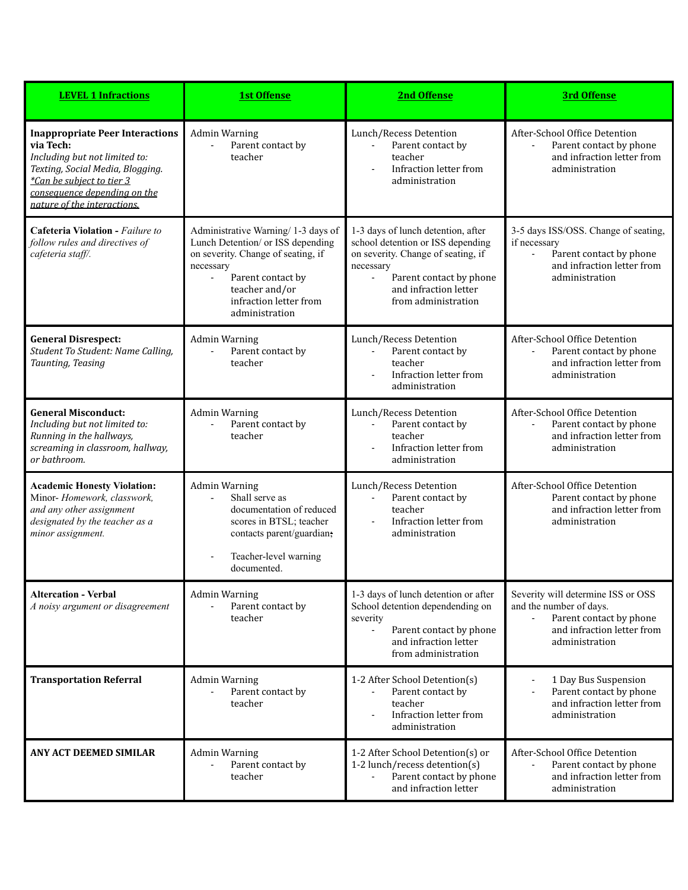| **LEVEL 1 Infractions** | **1st Offense** | **2nd Offense** | **3rd Offense** |
|---|---|---|---|
| **Inappropriate Peer Interactions via Tech:** *Including but not limited to: Texting, Social Media, Blogging.* *\*Can be subject to tier 3 consequence depending on the nature of the interactions.* | Admin Warning<br>- Parent contact by teacher | Lunch/Recess Detention<br>- Parent contact by teacher<br>- Infraction letter from administration | After-School Office Detention<br>- Parent contact by phone and infraction letter from administration |
| **Cafeteria Violation -** *Failure to follow rules and directives of cafeteria staff/.* | Administrative Warning/ 1-3 days of Lunch Detention/ or ISS depending on severity. Change of seating, if necessary<br>- Parent contact by teacher and/or infraction letter from administration | 1-3 days of lunch detention, after school detention or ISS depending on severity. Change of seating, if necessary<br>- Parent contact by phone and infraction letter from administration | 3-5 days ISS/OSS. Change of seating, if necessary<br>- Parent contact by phone and infraction letter from administration |
| **General Disrespect:** *Student To Student: Name Calling, Taunting, Teasing* | Admin Warning<br>- Parent contact by teacher | Lunch/Recess Detention<br>- Parent contact by teacher<br>- Infraction letter from administration | After-School Office Detention<br>- Parent contact by phone and infraction letter from administration |
| **General Misconduct:** *Including but not limited to: Running in the hallways, screaming in classroom, hallway, or bathroom.* | Admin Warning<br>- Parent contact by teacher | Lunch/Recess Detention<br>- Parent contact by teacher<br>- Infraction letter from administration | After-School Office Detention<br>- Parent contact by phone and infraction letter from administration |
| **Academic Honesty Violation:** Minor- *Homework, classwork, and any other assignment designated by the teacher as a minor assignment.* | Admin Warning<br>- Shall serve as documentation of reduced scores in BTSL; teacher contacts parent/guardian;<br>- Teacher-level warning documented. | Lunch/Recess Detention<br>- Parent contact by teacher<br>- Infraction letter from administration | After-School Office Detention<br>Parent contact by phone and infraction letter from administration |
| **Altercation - Verbal** *A noisy argument or disagreement* | Admin Warning<br>- Parent contact by teacher | 1-3 days of lunch detention or after School detention dependending on severity<br>- Parent contact by phone and infraction letter from administration | Severity will determine ISS or OSS and the number of days.<br>- Parent contact by phone and infraction letter from administration |
| **Transportation Referral** | Admin Warning<br>- Parent contact by teacher | 1-2 After School Detention(s)<br>- Parent contact by teacher<br>- Infraction letter from administration | - 1 Day Bus Suspension<br>- Parent contact by phone and infraction letter from administration |
| **ANY ACT DEEMED SIMILAR** | Admin Warning<br>- Parent contact by teacher | 1-2 After School Detention(s) or 1-2 lunch/recess detention(s)<br>- Parent contact by phone and infraction letter | After-School Office Detention<br>- Parent contact by phone and infraction letter from administration |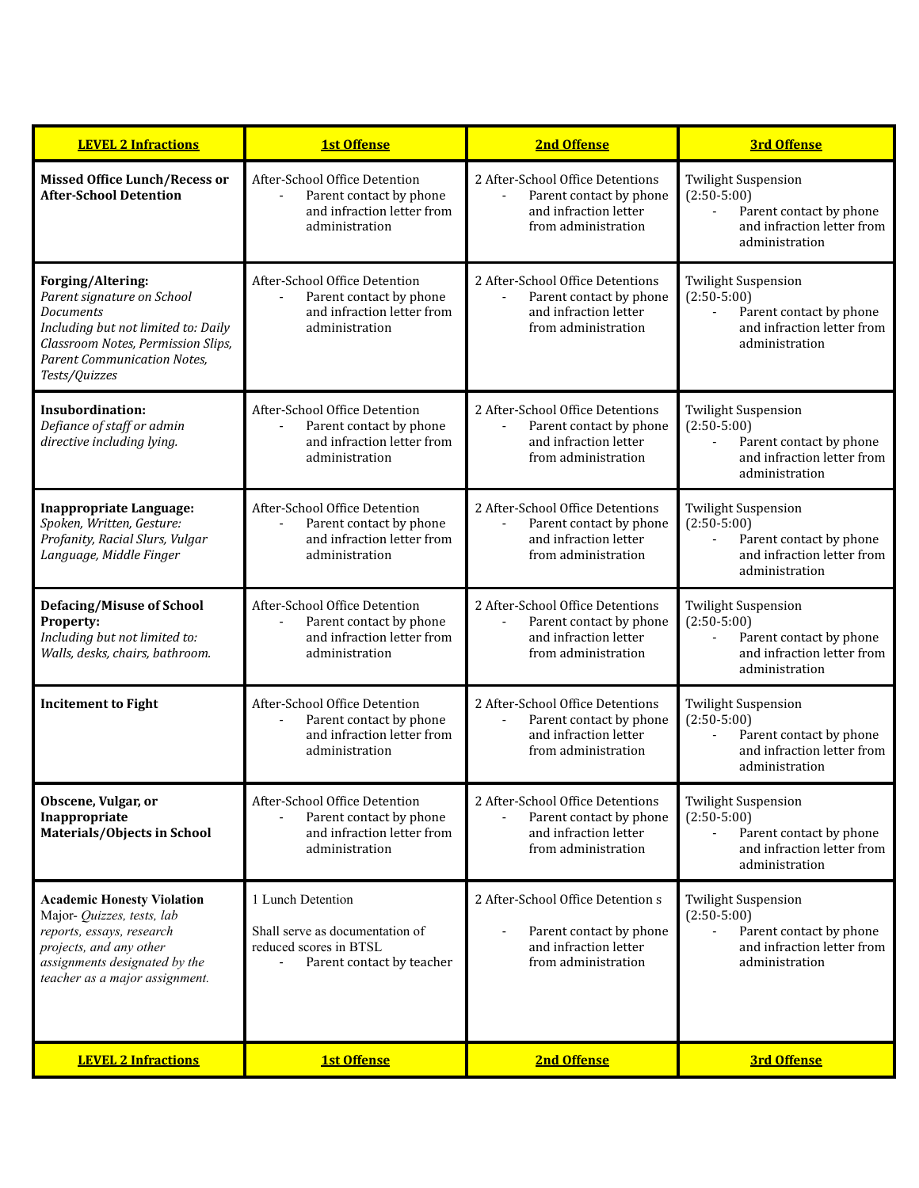| **LEVEL 2 Infractions** | **1st Offense** | **2nd Offense** | **3rd Offense** |
|---|---|---|---|
| **Missed Office Lunch/Recess or After-School Detention** | After-School Office Detention<br>- Parent contact by phone and infraction letter from administration | 2 After-School Office Detentions<br>- Parent contact by phone and infraction letter from administration | Twilight Suspension (2:50-5:00)<br>- Parent contact by phone and infraction letter from administration |
| **Forging/Altering:**<br>*Parent signature on School Documents*<br>*Including but not limited to: Daily Classroom Notes, Permission Slips, Parent Communication Notes, Tests/Quizzes* | After-School Office Detention<br>- Parent contact by phone and infraction letter from administration | 2 After-School Office Detentions<br>- Parent contact by phone and infraction letter from administration | Twilight Suspension (2:50-5:00)<br>- Parent contact by phone and infraction letter from administration |
| **Insubordination:**<br>*Defiance of staff or admin directive including lying.* | After-School Office Detention<br>- Parent contact by phone and infraction letter from administration | 2 After-School Office Detentions<br>- Parent contact by phone and infraction letter from administration | Twilight Suspension (2:50-5:00)<br>- Parent contact by phone and infraction letter from administration |
| **Inappropriate Language:**<br>*Spoken, Written, Gesture: Profanity, Racial Slurs, Vulgar Language, Middle Finger* | After-School Office Detention<br>- Parent contact by phone and infraction letter from administration | 2 After-School Office Detentions<br>- Parent contact by phone and infraction letter from administration | Twilight Suspension (2:50-5:00)<br>- Parent contact by phone and infraction letter from administration |
| **Defacing/Misuse of School Property:**<br>*Including but not limited to: Walls, desks, chairs, bathroom.* | After-School Office Detention<br>- Parent contact by phone and infraction letter from administration | 2 After-School Office Detentions<br>- Parent contact by phone and infraction letter from administration | Twilight Suspension (2:50-5:00)<br>- Parent contact by phone and infraction letter from administration |
| **Incitement to Fight** | After-School Office Detention<br>- Parent contact by phone and infraction letter from administration | 2 After-School Office Detentions<br>- Parent contact by phone and infraction letter from administration | Twilight Suspension (2:50-5:00)<br>- Parent contact by phone and infraction letter from administration |
| **Obscene, Vulgar, or Inappropriate Materials/Objects in School** | After-School Office Detention<br>- Parent contact by phone and infraction letter from administration | 2 After-School Office Detentions<br>- Parent contact by phone and infraction letter from administration | Twilight Suspension (2:50-5:00)<br>- Parent contact by phone and infraction letter from administration |
| **Academic Honesty Violation**<br>Major- *Quizzes, tests, lab reports, essays, research projects, and any other assignments designated by the teacher as a major assignment.* | 1 Lunch Detention<br><br>Shall serve as documentation of reduced scores in BTSL<br>- Parent contact by teacher | 2 After-School Office Detention s<br><br>- Parent contact by phone and infraction letter from administration | Twilight Suspension (2:50-5:00)<br>- Parent contact by phone and infraction letter from administration |
| **LEVEL 2 Infractions** | **1st Offense** | **2nd Offense** | **3rd Offense** |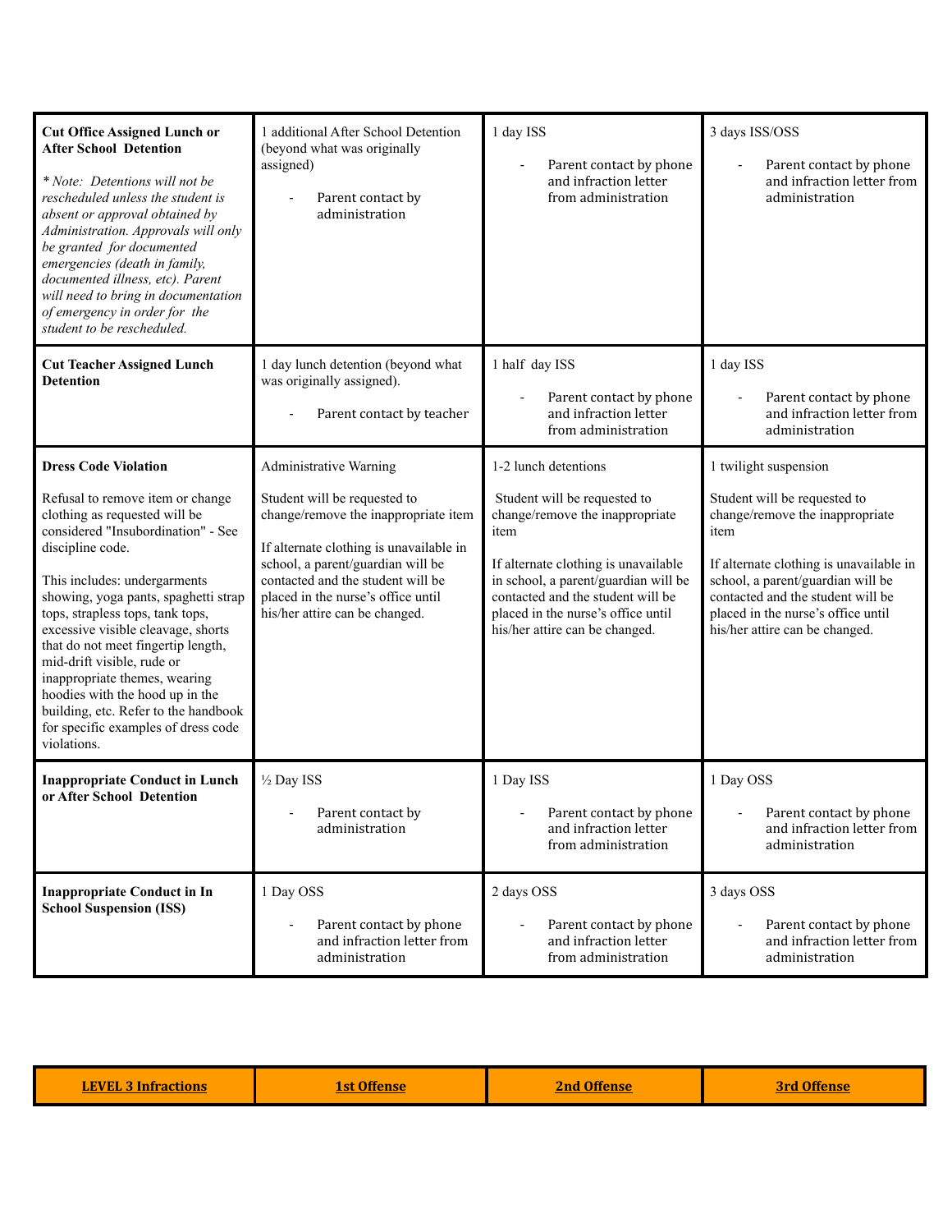| | | | |
|---|---|---|---|
| **Cut Office Assigned Lunch or After School Detention**<br><br>*\* Note: Detentions will not be rescheduled unless the student is absent or approval obtained by Administration. Approvals will only be granted for documented emergencies (death in family, documented illness, etc). Parent will need to bring in documentation of emergency in order for the student to be rescheduled.* | 1 additional After School Detention (beyond what was originally assigned)<br><br>- Parent contact by administration | 1 day ISS<br><br>- Parent contact by phone and infraction letter from administration | 3 days ISS/OSS<br><br>- Parent contact by phone and infraction letter from administration |
| **Cut Teacher Assigned Lunch Detention** | 1 day lunch detention (beyond what was originally assigned).<br><br>- Parent contact by teacher | 1 half day ISS<br><br>- Parent contact by phone and infraction letter from administration | 1 day ISS<br><br>- Parent contact by phone and infraction letter from administration |
| **Dress Code Violation**<br><br>Refusal to remove item or change clothing as requested will be considered "Insubordination" - See discipline code.<br><br>This includes: undergarments showing, yoga pants, spaghetti strap tops, strapless tops, tank tops, excessive visible cleavage, shorts that do not meet fingertip length, mid-drift visible, rude or inappropriate themes, wearing hoodies with the hood up in the building, etc. Refer to the handbook for specific examples of dress code violations. | Administrative Warning<br><br>Student will be requested to change/remove the inappropriate item<br><br>If alternate clothing is unavailable in school, a parent/guardian will be contacted and the student will be placed in the nurse's office until his/her attire can be changed. | 1-2 lunch detentions<br><br>Student will be requested to change/remove the inappropriate item<br><br>If alternate clothing is unavailable in school, a parent/guardian will be contacted and the student will be placed in the nurse's office until his/her attire can be changed. | 1 twilight suspension<br><br>Student will be requested to change/remove the inappropriate item<br><br>If alternate clothing is unavailable in school, a parent/guardian will be contacted and the student will be placed in the nurse's office until his/her attire can be changed. |
| **Inappropriate Conduct in Lunch or After School Detention** | ½ Day ISS<br><br>- Parent contact by administration | 1 Day ISS<br><br>- Parent contact by phone and infraction letter from administration | 1 Day OSS<br><br>- Parent contact by phone and infraction letter from administration |
| **Inappropriate Conduct in In School Suspension (ISS)** | 1 Day OSS<br><br>- Parent contact by phone and infraction letter from administration | 2 days OSS<br><br>- Parent contact by phone and infraction letter from administration | 3 days OSS<br><br>- Parent contact by phone and infraction letter from administration |

| **LEVEL 3 Infractions** | **1st Offense** | **2nd Offense** | **3rd Offense** |
|---|---|---|---|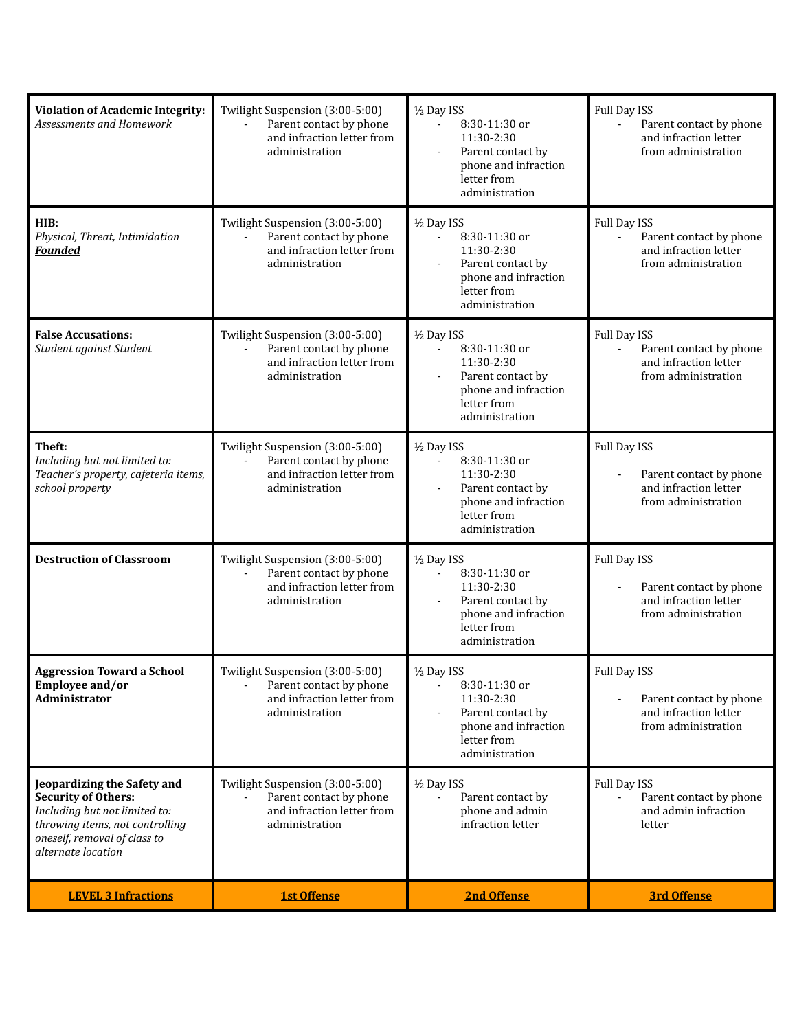| **Violation of Academic Integrity:** *Assessments and Homework* | Twilight Suspension (3:00-5:00) <br> - Parent contact by phone and infraction letter from administration | ½ Day ISS <br> - 8:30-11:30 or 11:30-2:30 <br> - Parent contact by phone and infraction letter from administration | Full Day ISS <br> - Parent contact by phone and infraction letter from administration |
|---|---|---|---|
| **HIB:** *Physical, Threat, Intimidation* ***Founded*** | Twilight Suspension (3:00-5:00) <br> - Parent contact by phone and infraction letter from administration | ½ Day ISS <br> - 8:30-11:30 or 11:30-2:30 <br> - Parent contact by phone and infraction letter from administration | Full Day ISS <br> - Parent contact by phone and infraction letter from administration |
| **False Accusations:** *Student against Student* | Twilight Suspension (3:00-5:00) <br> - Parent contact by phone and infraction letter from administration | ½ Day ISS <br> - 8:30-11:30 or 11:30-2:30 <br> - Parent contact by phone and infraction letter from administration | Full Day ISS <br> - Parent contact by phone and infraction letter from administration |
| **Theft:** *Including but not limited to: Teacher's property, cafeteria items, school property* | Twilight Suspension (3:00-5:00) <br> - Parent contact by phone and infraction letter from administration | ½ Day ISS <br> - 8:30-11:30 or 11:30-2:30 <br> - Parent contact by phone and infraction letter from administration | Full Day ISS <br> - Parent contact by phone and infraction letter from administration |
| **Destruction of Classroom** | Twilight Suspension (3:00-5:00) <br> - Parent contact by phone and infraction letter from administration | ½ Day ISS <br> - 8:30-11:30 or 11:30-2:30 <br> - Parent contact by phone and infraction letter from administration | Full Day ISS <br> - Parent contact by phone and infraction letter from administration |
| **Aggression Toward a School Employee and/or Administrator** | Twilight Suspension (3:00-5:00) <br> - Parent contact by phone and infraction letter from administration | ½ Day ISS <br> - 8:30-11:30 or 11:30-2:30 <br> - Parent contact by phone and infraction letter from administration | Full Day ISS <br> - Parent contact by phone and infraction letter from administration |
| **Jeopardizing the Safety and Security of Others:** *Including but not limited to: throwing items, not controlling oneself, removal of class to alternate location* | Twilight Suspension (3:00-5:00) <br> - Parent contact by phone and infraction letter from administration | ½ Day ISS <br> - Parent contact by phone and admin infraction letter | Full Day ISS <br> - Parent contact by phone and admin infraction letter |
| **LEVEL 3 Infractions** | **1st Offense** | **2nd Offense** | **3rd Offense** |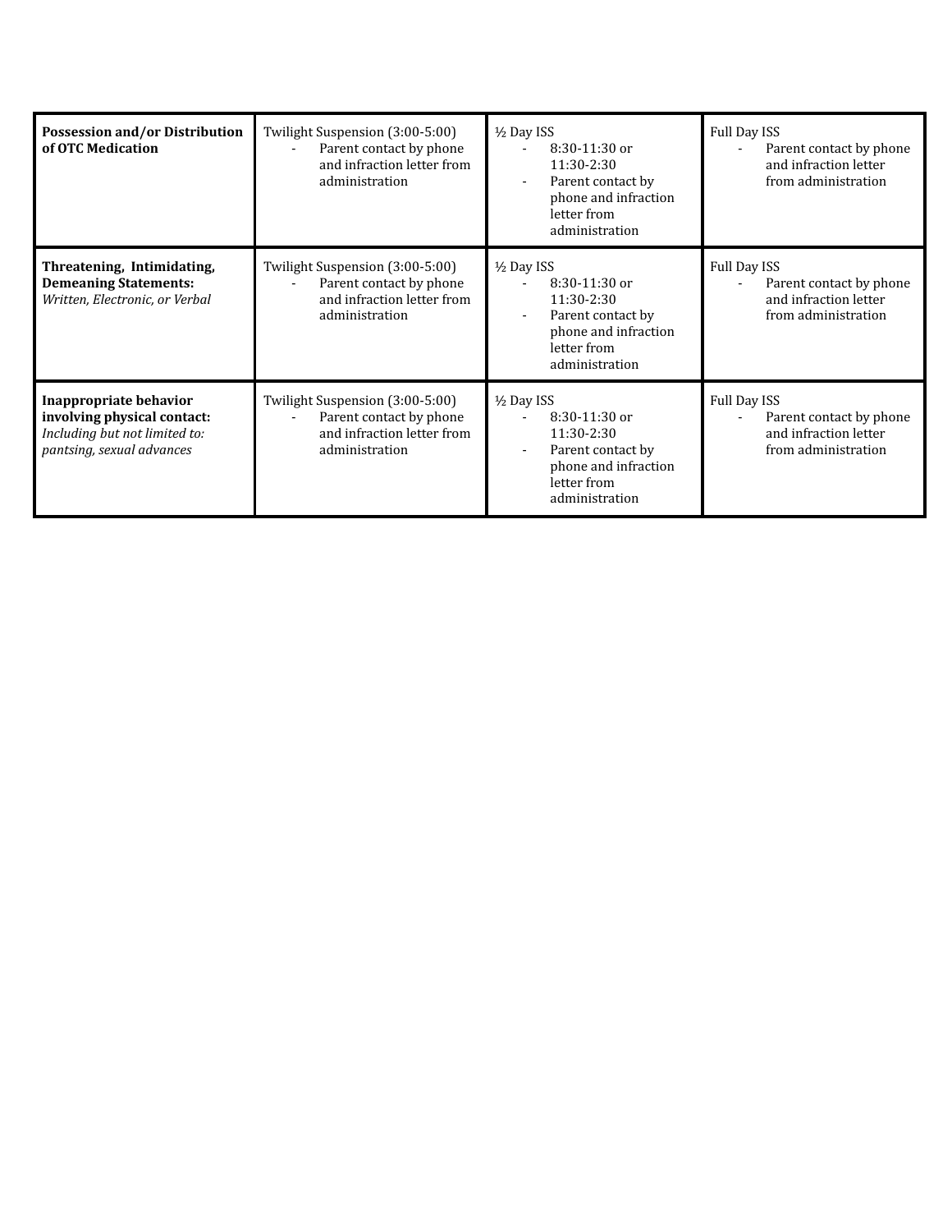| | | | |
|---|---|---|---|
| **Possession and/or Distribution of OTC Medication** | Twilight Suspension (3:00-5:00)<br>- Parent contact by phone and infraction letter from administration | ½ Day ISS<br>- 8:30-11:30 or 11:30-2:30<br>- Parent contact by phone and infraction letter from administration | Full Day ISS<br>- Parent contact by phone and infraction letter from administration |
| **Threatening, Intimidating, Demeaning Statements:**<br>*Written, Electronic, or Verbal* | Twilight Suspension (3:00-5:00)<br>- Parent contact by phone and infraction letter from administration | ½ Day ISS<br>- 8:30-11:30 or 11:30-2:30<br>- Parent contact by phone and infraction letter from administration | Full Day ISS<br>- Parent contact by phone and infraction letter from administration |
| **Inappropriate behavior involving physical contact:**<br>*Including but not limited to: pantsing, sexual advances* | Twilight Suspension (3:00-5:00)<br>- Parent contact by phone and infraction letter from administration | ½ Day ISS<br>- 8:30-11:30 or 11:30-2:30<br>- Parent contact by phone and infraction letter from administration | Full Day ISS<br>- Parent contact by phone and infraction letter from administration |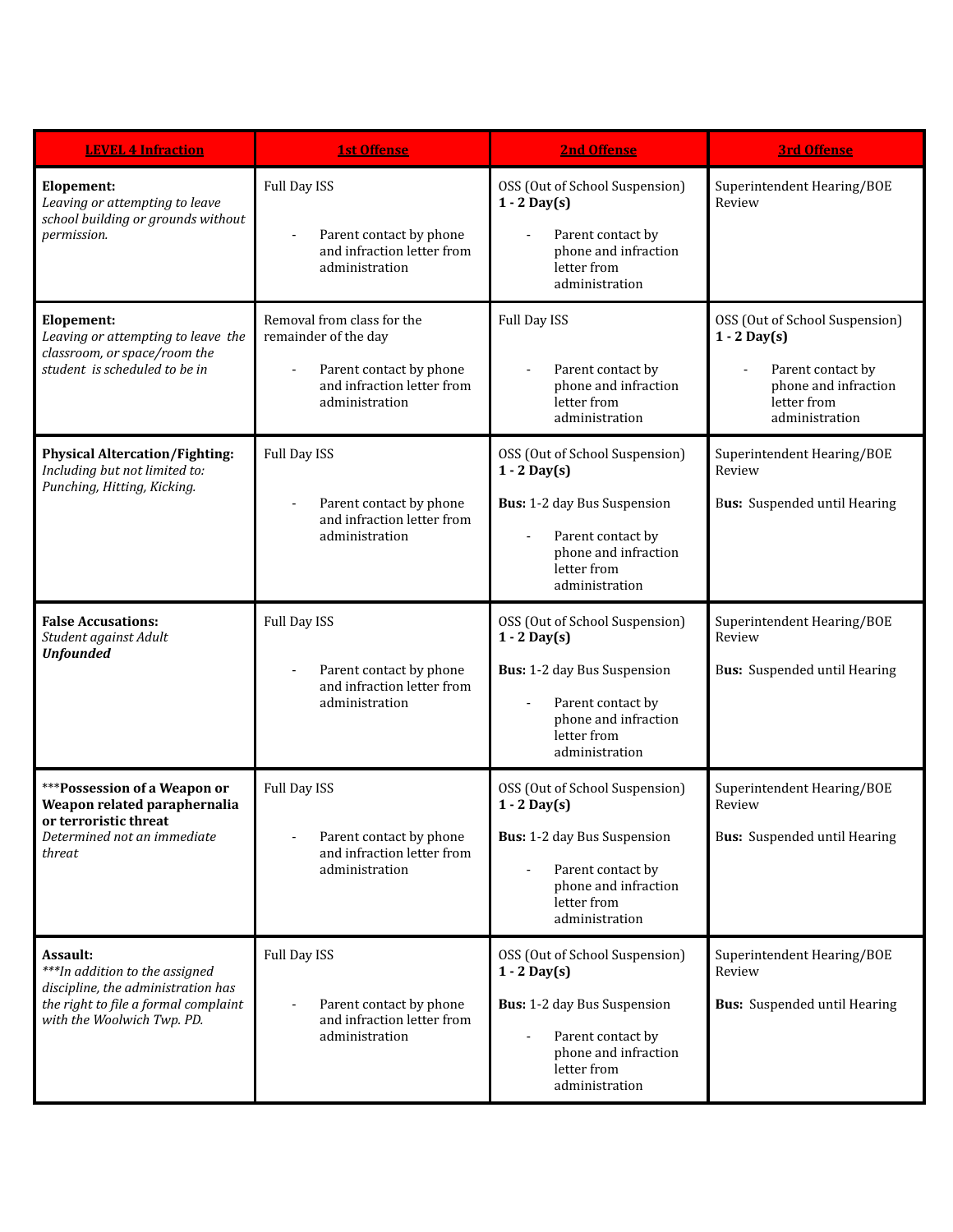| LEVEL 4 Infraction | 1st Offense | 2nd Offense | 3rd Offense |
|---|---|---|---|
| **Elopement:** *Leaving or attempting to leave school building or grounds without permission.* | Full Day ISS<br>- Parent contact by phone and infraction letter from administration | OSS (Out of School Suspension) **1 - 2 Day(s)**<br>- Parent contact by phone and infraction letter from administration | Superintendent Hearing/BOE Review |
| **Elopement:** *Leaving or attempting to leave the classroom, or space/room the student is scheduled to be in* | Removal from class for the remainder of the day<br>- Parent contact by phone and infraction letter from administration | Full Day ISS<br>- Parent contact by phone and infraction letter from administration | OSS (Out of School Suspension) **1 - 2 Day(s)**<br>- Parent contact by phone and infraction letter from administration |
| **Physical Altercation/Fighting:** *Including but not limited to: Punching, Hitting, Kicking.* | Full Day ISS<br>- Parent contact by phone and infraction letter from administration | OSS (Out of School Suspension) **1 - 2 Day(s)**<br>**Bus:** 1-2 day Bus Suspension<br>- Parent contact by phone and infraction letter from administration | Superintendent Hearing/BOE Review<br>**Bus:** Suspended until Hearing |
| **False Accusations:** *Student against Adult* ***Unfounded*** | Full Day ISS<br>- Parent contact by phone and infraction letter from administration | OSS (Out of School Suspension) **1 - 2 Day(s)**<br>**Bus:** 1-2 day Bus Suspension<br>- Parent contact by phone and infraction letter from administration | Superintendent Hearing/BOE Review<br>**Bus:** Suspended until Hearing |
| *****Possession of a Weapon or Weapon related paraphernalia or terroristic threat** *Determined not an immediate threat* | Full Day ISS<br>- Parent contact by phone and infraction letter from administration | OSS (Out of School Suspension) **1 - 2 Day(s)**<br>**Bus:** 1-2 day Bus Suspension<br>- Parent contact by phone and infraction letter from administration | Superintendent Hearing/BOE Review<br>**Bus:** Suspended until Hearing |
| **Assault:** *\*\*\*In addition to the assigned discipline, the administration has the right to file a formal complaint with the Woolwich Twp. PD.* | Full Day ISS<br>- Parent contact by phone and infraction letter from administration | OSS (Out of School Suspension) **1 - 2 Day(s)**<br>**Bus:** 1-2 day Bus Suspension<br>- Parent contact by phone and infraction letter from administration | Superintendent Hearing/BOE Review<br>**Bus:** Suspended until Hearing |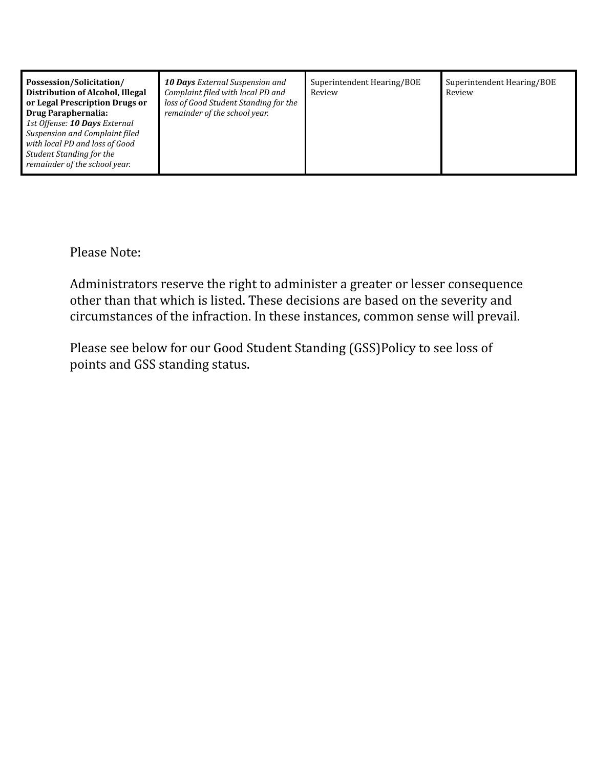| **Possession/Solicitation/ Distribution of Alcohol, Illegal or Legal Prescription Drugs or Drug Paraphernalia:** *1st Offense: **10 Days** External Suspension and Complaint filed with local PD and loss of Good Student Standing for the remainder of the school year.* | ***10 Days** External Suspension and Complaint filed with local PD and loss of Good Student Standing for the remainder of the school year.* | Superintendent Hearing/BOE Review | Superintendent Hearing/BOE Review |
|---|---|---|---|

Please Note:

Administrators reserve the right to administer a greater or lesser consequence other than that which is listed. These decisions are based on the severity and circumstances of the infraction. In these instances, common sense will prevail.

Please see below for our Good Student Standing (GSS)Policy to see loss of points and GSS standing status.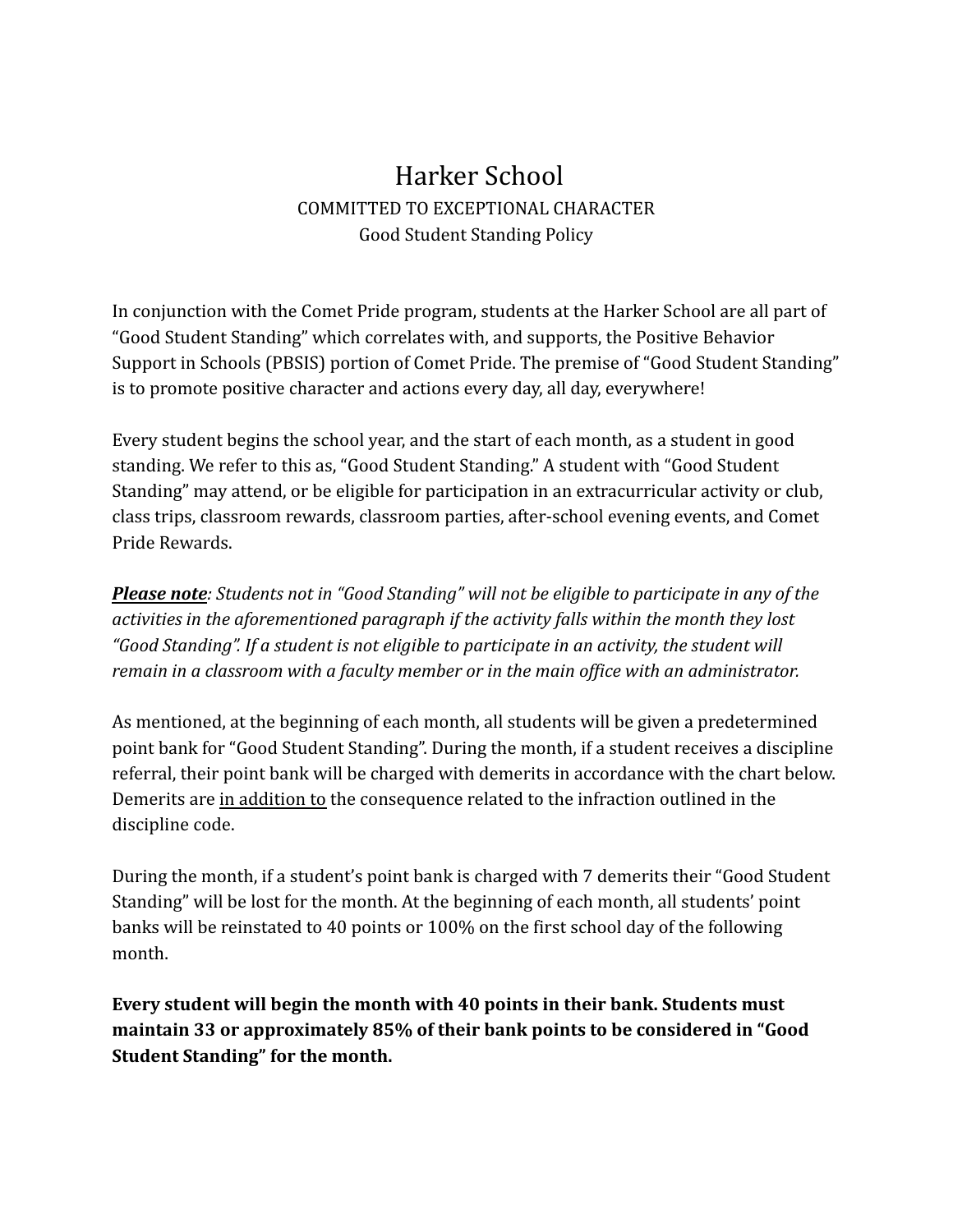# Harker School

COMMITTED TO EXCEPTIONAL CHARACTER

Good Student Standing Policy

In conjunction with the Comet Pride program, students at the Harker School are all part of "Good Student Standing" which correlates with, and supports, the Positive Behavior Support in Schools (PBSIS) portion of Comet Pride. The premise of "Good Student Standing" is to promote positive character and actions every day, all day, everywhere!

Every student begins the school year, and the start of each month, as a student in good standing. We refer to this as, "Good Student Standing." A student with "Good Student Standing" may attend, or be eligible for participation in an extracurricular activity or club, class trips, classroom rewards, classroom parties, after-school evening events, and Comet Pride Rewards.

***Please note****: Students not in "Good Standing" will not be eligible to participate in any of the activities in the aforementioned paragraph if the activity falls within the month they lost "Good Standing". If a student is not eligible to participate in an activity, the student will remain in a classroom with a faculty member or in the main office with an administrator.*

As mentioned, at the beginning of each month, all students will be given a predetermined point bank for "Good Student Standing". During the month, if a student receives a discipline referral, their point bank will be charged with demerits in accordance with the chart below. Demerits are <u>in addition to</u> the consequence related to the infraction outlined in the discipline code.

During the month, if a student's point bank is charged with 7 demerits their "Good Student Standing" will be lost for the month. At the beginning of each month, all students' point banks will be reinstated to 40 points or 100% on the first school day of the following month.

**Every student will begin the month with 40 points in their bank. Students must maintain 33 or approximately 85% of their bank points to be considered in "Good Student Standing" for the month.**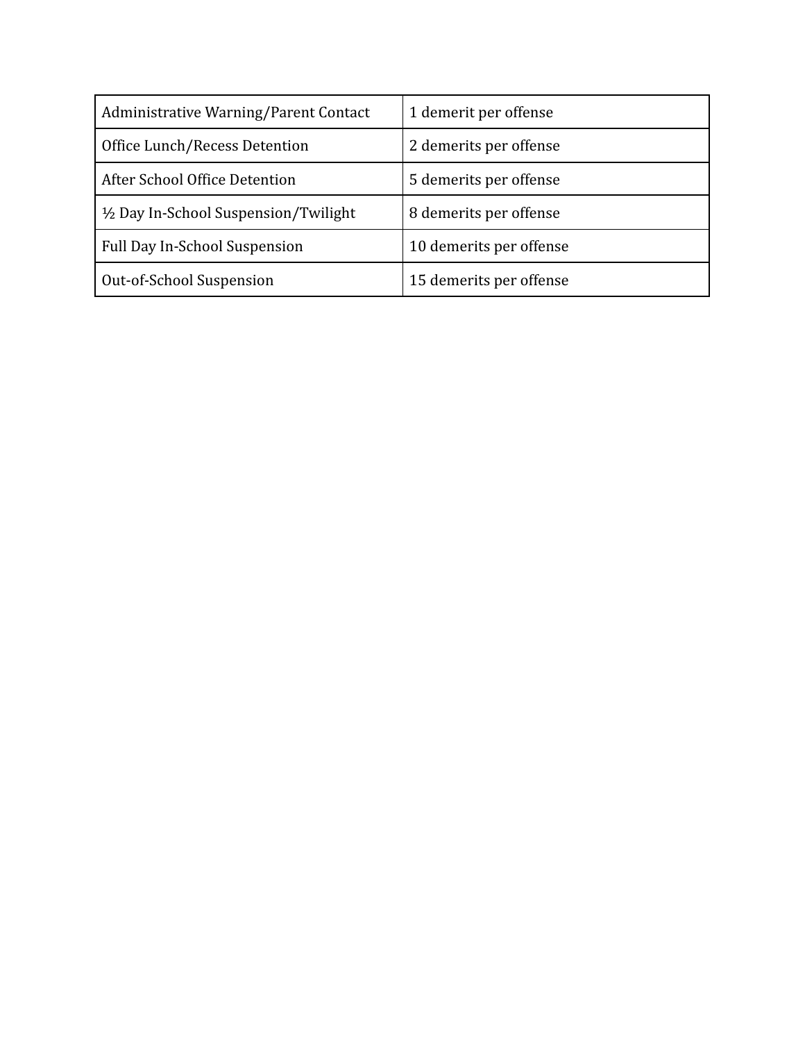| | |
|---|---|
| Administrative Warning/Parent Contact | 1 demerit per offense |
| Office Lunch/Recess Detention | 2 demerits per offense |
| After School Office Detention | 5 demerits per offense |
| ½ Day In-School Suspension/Twilight | 8 demerits per offense |
| Full Day In-School Suspension | 10 demerits per offense |
| Out-of-School Suspension | 15 demerits per offense |